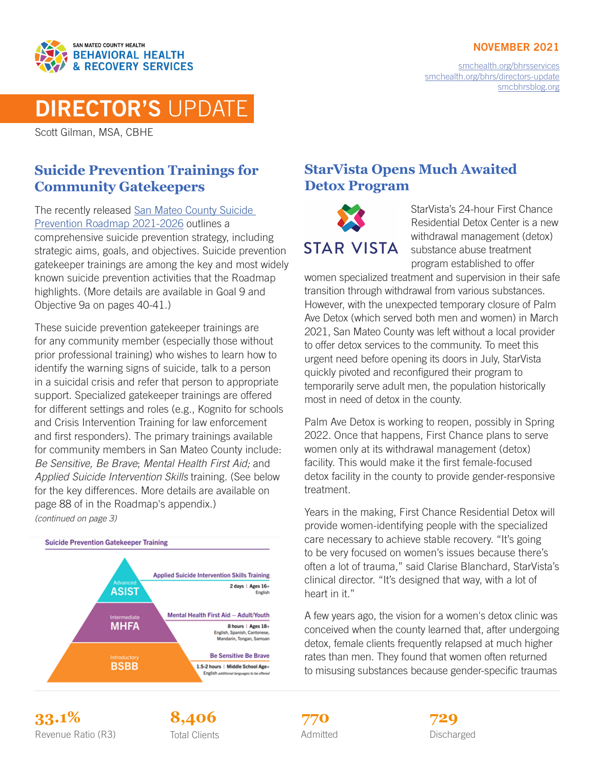SAN MATEO COUNTY HEALTH
BEHAVIORAL HEALTH & RECOVERY SERVICES

**NOVEMBER 2021**

smchealth.org/bhrsservices
smchealth.org/bhrs/directors-update
smcbhrsblog.org

# DIRECTOR'S UPDATE

Scott Gilman, MSA, CBHE

## Suicide Prevention Trainings for Community Gatekeepers

The recently released San Mateo County Suicide Prevention Roadmap 2021-2026 outlines a comprehensive suicide prevention strategy, including strategic aims, goals, and objectives. Suicide prevention gatekeeper trainings are among the key and most widely known suicide prevention activities that the Roadmap highlights. (More details are available in Goal 9 and Objective 9a on pages 40-41.)

These suicide prevention gatekeeper trainings are for any community member (especially those without prior professional training) who wishes to learn how to identify the warning signs of suicide, talk to a person in a suicidal crisis and refer that person to appropriate support. Specialized gatekeeper trainings are offered for different settings and roles (e.g., Kognito for schools and Crisis Intervention Training for law enforcement and first responders). The primary trainings available for community members in San Mateo County include: *Be Sensitive, Be Brave*; *Mental Health First Aid;* and *Applied Suicide Intervention Skills* training. (See below for the key differences. More details are available on page 88 of in the Roadmap's appendix.)

*(continued on page 3)*

**Suicide Prevention Gatekeeper Training**

| Level | Training | Details |
| --- | --- | --- |
| Advanced – ASIST | Applied Suicide Intervention Skills Training | 2 days \| Ages 16+; English |
| Intermediate – MHFA | Mental Health First Aid – Adult/Youth | 8 hours \| Ages 18+; English, Spanish, Cantonese, Mandarin, Tongan, Samoan |
| Introductory – BSBB | Be Sensitive Be Brave | 1.5-2 hours \| Middle School Age+; English *additional languages to be offered* |

## StarVista Opens Much Awaited Detox Program

STAR VISTA

StarVista's 24-hour First Chance Residential Detox Center is a new withdrawal management (detox) substance abuse treatment program established to offer women specialized treatment and supervision in their safe transition through withdrawal from various substances. However, with the unexpected temporary closure of Palm Ave Detox (which served both men and women) in March 2021, San Mateo County was left without a local provider to offer detox services to the community. To meet this urgent need before opening its doors in July, StarVista quickly pivoted and reconfigured their program to temporarily serve adult men, the population historically most in need of detox in the county.

Palm Ave Detox is working to reopen, possibly in Spring 2022. Once that happens, First Chance plans to serve women only at its withdrawal management (detox) facility. This would make it the first female-focused detox facility in the county to provide gender-responsive treatment.

Years in the making, First Chance Residential Detox will provide women-identifying people with the specialized care necessary to achieve stable recovery. "It's going to be very focused on women's issues because there's often a lot of trauma," said Clarise Blanchard, StarVista's clinical director. "It's designed that way, with a lot of heart in it."

A few years ago, the vision for a women's detox clinic was conceived when the county learned that, after undergoing detox, female clients frequently relapsed at much higher rates than men. They found that women often returned to misusing substances because gender-specific traumas

| 33.1% | 8,406 | 770 | 729 |
| --- | --- | --- | --- |
| Revenue Ratio (R3) | Total Clients | Admitted | Discharged |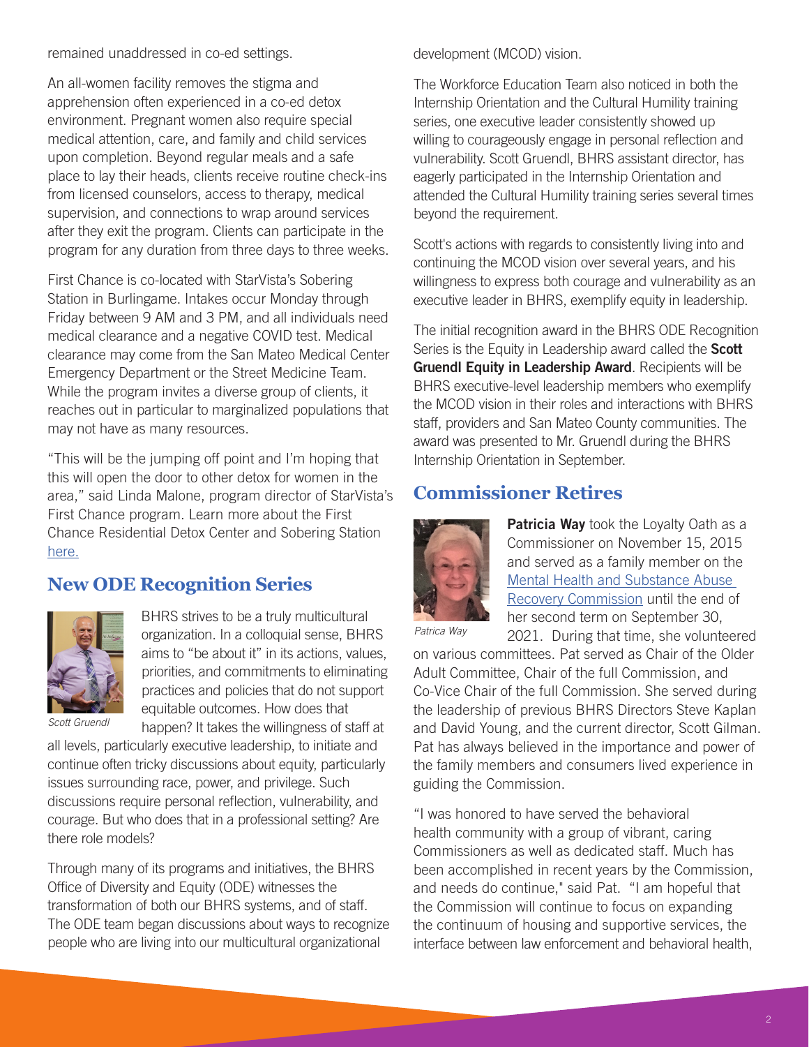remained unaddressed in co-ed settings.

An all-women facility removes the stigma and apprehension often experienced in a co-ed detox environment. Pregnant women also require special medical attention, care, and family and child services upon completion. Beyond regular meals and a safe place to lay their heads, clients receive routine check-ins from licensed counselors, access to therapy, medical supervision, and connections to wrap around services after they exit the program. Clients can participate in the program for any duration from three days to three weeks.

First Chance is co-located with StarVista's Sobering Station in Burlingame. Intakes occur Monday through Friday between 9 AM and 3 PM, and all individuals need medical clearance and a negative COVID test. Medical clearance may come from the San Mateo Medical Center Emergency Department or the Street Medicine Team. While the program invites a diverse group of clients, it reaches out in particular to marginalized populations that may not have as many resources.

"This will be the jumping off point and I'm hoping that this will open the door to other detox for women in the area," said Linda Malone, program director of StarVista's First Chance program. Learn more about the First Chance Residential Detox Center and Sobering Station [here.](#)

## New ODE Recognition Series

*Scott Gruendl*

BHRS strives to be a truly multicultural organization. In a colloquial sense, BHRS aims to "be about it" in its actions, values, priorities, and commitments to eliminating practices and policies that do not support equitable outcomes. How does that happen? It takes the willingness of staff at all levels, particularly executive leadership, to initiate and continue often tricky discussions about equity, particularly issues surrounding race, power, and privilege. Such discussions require personal reflection, vulnerability, and courage. But who does that in a professional setting? Are there role models?

Through many of its programs and initiatives, the BHRS Office of Diversity and Equity (ODE) witnesses the transformation of both our BHRS systems, and of staff. The ODE team began discussions about ways to recognize people who are living into our multicultural organizational development (MCOD) vision.

The Workforce Education Team also noticed in both the Internship Orientation and the Cultural Humility training series, one executive leader consistently showed up willing to courageously engage in personal reflection and vulnerability. Scott Gruendl, BHRS assistant director, has eagerly participated in the Internship Orientation and attended the Cultural Humility training series several times beyond the requirement.

Scott's actions with regards to consistently living into and continuing the MCOD vision over several years, and his willingness to express both courage and vulnerability as an executive leader in BHRS, exemplify equity in leadership.

The initial recognition award in the BHRS ODE Recognition Series is the Equity in Leadership award called the **Scott Gruendl Equity in Leadership Award**. Recipients will be BHRS executive-level leadership members who exemplify the MCOD vision in their roles and interactions with BHRS staff, providers and San Mateo County communities. The award was presented to Mr. Gruendl during the BHRS Internship Orientation in September.

## Commissioner Retires

*Patrica Way*

**Patricia Way** took the Loyalty Oath as a Commissioner on November 15, 2015 and served as a family member on the [Mental Health and Substance Abuse Recovery Commission](#) until the end of her second term on September 30, 2021. During that time, she volunteered on various committees. Pat served as Chair of the Older Adult Committee, Chair of the full Commission, and Co-Vice Chair of the full Commission. She served during the leadership of previous BHRS Directors Steve Kaplan and David Young, and the current director, Scott Gilman. Pat has always believed in the importance and power of the family members and consumers lived experience in guiding the Commission.

"I was honored to have served the behavioral health community with a group of vibrant, caring Commissioners as well as dedicated staff. Much has been accomplished in recent years by the Commission, and needs do continue," said Pat. "I am hopeful that the Commission will continue to focus on expanding the continuum of housing and supportive services, the interface between law enforcement and behavioral health,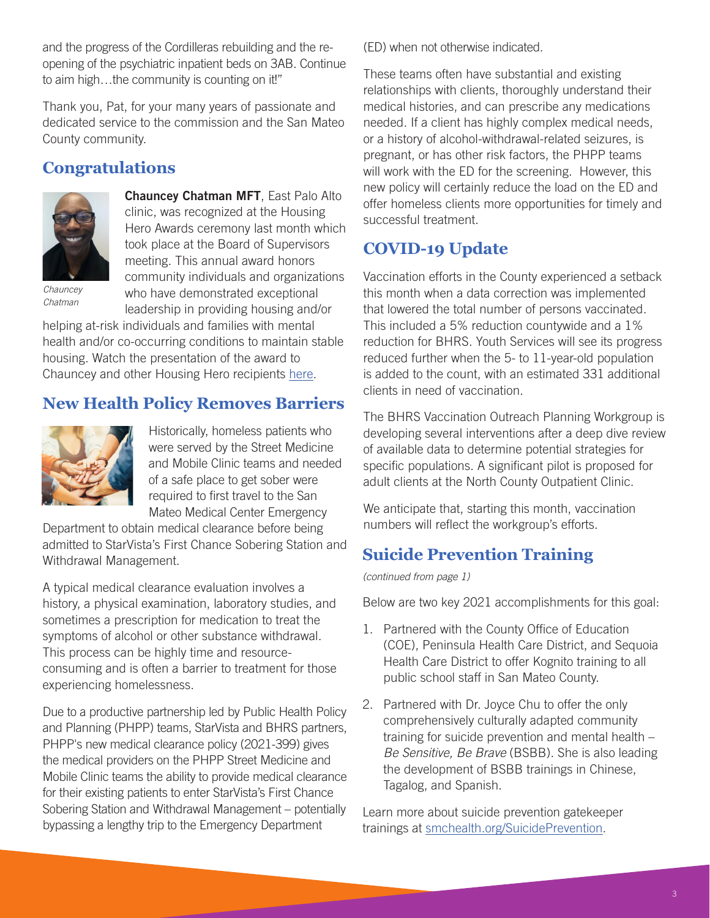and the progress of the Cordilleras rebuilding and the re-opening of the psychiatric inpatient beds on 3AB. Continue to aim high…the community is counting on it!"

Thank you, Pat, for your many years of passionate and dedicated service to the commission and the San Mateo County community.

## Congratulations

*Chauncey Chatman*

**Chauncey Chatman MFT**, East Palo Alto clinic, was recognized at the Housing Hero Awards ceremony last month which took place at the Board of Supervisors meeting. This annual award honors community individuals and organizations who have demonstrated exceptional leadership in providing housing and/or helping at-risk individuals and families with mental health and/or co-occurring conditions to maintain stable housing. Watch the presentation of the award to Chauncey and other Housing Hero recipients here.

## New Health Policy Removes Barriers

Historically, homeless patients who were served by the Street Medicine and Mobile Clinic teams and needed of a safe place to get sober were required to first travel to the San Mateo Medical Center Emergency Department to obtain medical clearance before being admitted to StarVista's First Chance Sobering Station and Withdrawal Management.

A typical medical clearance evaluation involves a history, a physical examination, laboratory studies, and sometimes a prescription for medication to treat the symptoms of alcohol or other substance withdrawal. This process can be highly time and resource-consuming and is often a barrier to treatment for those experiencing homelessness.

Due to a productive partnership led by Public Health Policy and Planning (PHPP) teams, StarVista and BHRS partners, PHPP's new medical clearance policy (2021-399) gives the medical providers on the PHPP Street Medicine and Mobile Clinic teams the ability to provide medical clearance for their existing patients to enter StarVista's First Chance Sobering Station and Withdrawal Management – potentially bypassing a lengthy trip to the Emergency Department (ED) when not otherwise indicated.

These teams often have substantial and existing relationships with clients, thoroughly understand their medical histories, and can prescribe any medications needed. If a client has highly complex medical needs, or a history of alcohol-withdrawal-related seizures, is pregnant, or has other risk factors, the PHPP teams will work with the ED for the screening. However, this new policy will certainly reduce the load on the ED and offer homeless clients more opportunities for timely and successful treatment.

## COVID-19 Update

Vaccination efforts in the County experienced a setback this month when a data correction was implemented that lowered the total number of persons vaccinated. This included a 5% reduction countywide and a 1% reduction for BHRS. Youth Services will see its progress reduced further when the 5- to 11-year-old population is added to the count, with an estimated 331 additional clients in need of vaccination.

The BHRS Vaccination Outreach Planning Workgroup is developing several interventions after a deep dive review of available data to determine potential strategies for specific populations. A significant pilot is proposed for adult clients at the North County Outpatient Clinic.

We anticipate that, starting this month, vaccination numbers will reflect the workgroup's efforts.

## Suicide Prevention Training

*(continued from page 1)*

Below are two key 2021 accomplishments for this goal:

1. Partnered with the County Office of Education (COE), Peninsula Health Care District, and Sequoia Health Care District to offer Kognito training to all public school staff in San Mateo County.
2. Partnered with Dr. Joyce Chu to offer the only comprehensively culturally adapted community training for suicide prevention and mental health – *Be Sensitive, Be Brave* (BSBB). She is also leading the development of BSBB trainings in Chinese, Tagalog, and Spanish.

Learn more about suicide prevention gatekeeper trainings at smchealth.org/SuicidePrevention.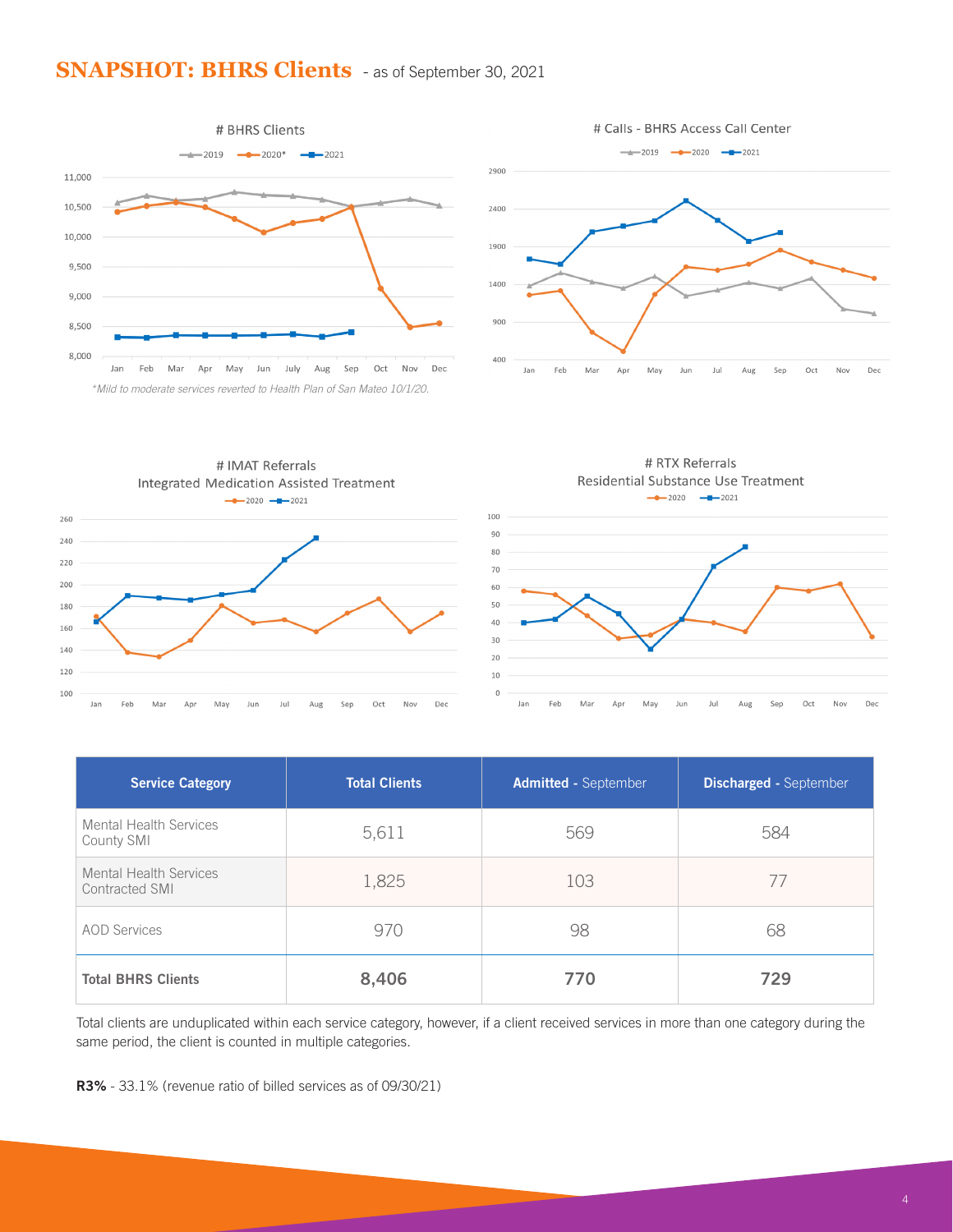# SNAPSHOT: BHRS Clients - as of September 30, 2021

# BHRS Clients

2019 · 2020* · 2021

11,000
10,500
10,000
9,500
9,000
8,500
8,000

Jan Feb Mar Apr May Jun July Aug Sep Oct Nov Dec

*Mild to moderate services reverted to Health Plan of San Mateo 10/1/20.

# Calls - BHRS Access Call Center

2019 · 2020 · 2021

2900
2400
1900
1400
900
400

Jan Feb Mar Apr May Jun Jul Aug Sep Oct Nov Dec

# IMAT Referrals
Integrated Medication Assisted Treatment

2020 · 2021

260
240
220
200
180
160
140
120
100

Jan Feb Mar Apr May Jun Jul Aug Sep Oct Nov Dec

# RTX Referrals
Residential Substance Use Treatment

2020 · 2021

100
90
80
70
60
50
40
30
20
10
0

Jan Feb Mar Apr May Jun Jul Aug Sep Oct Nov Dec

| Service Category | Total Clients | **Admitted** - September | **Discharged** - September |
|---|---|---|---|
| Mental Health Services County SMI | 5,611 | 569 | 584 |
| Mental Health Services Contracted SMI | 1,825 | 103 | 77 |
| AOD Services | 970 | 98 | 68 |
| **Total BHRS Clients** | **8,406** | **770** | **729** |

Total clients are unduplicated within each service category, however, if a client received services in more than one category during the same period, the client is counted in multiple categories.

**R3%** - 33.1% (revenue ratio of billed services as of 09/30/21)